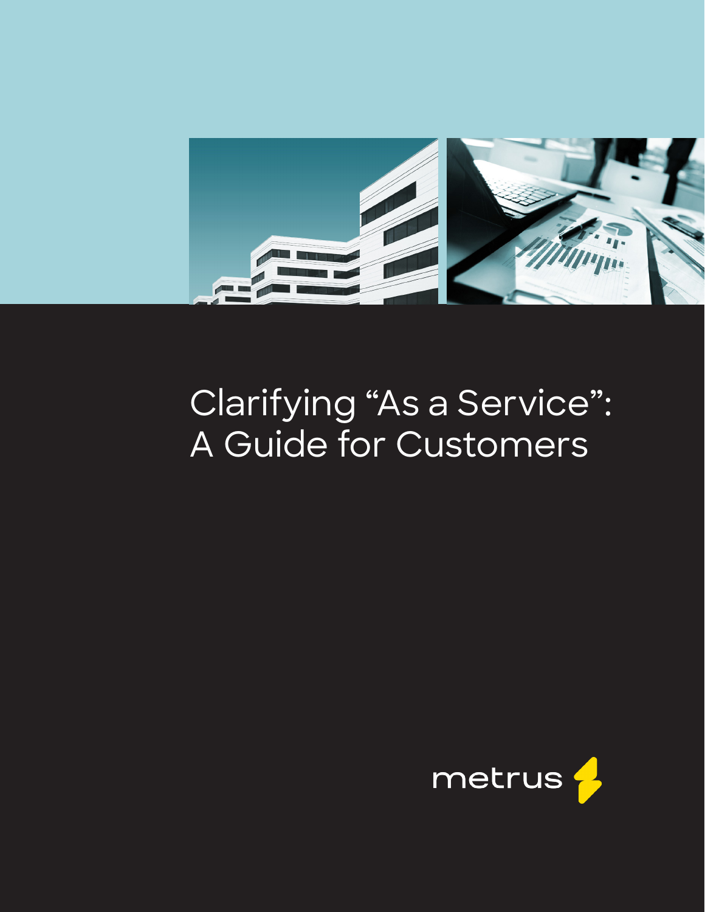# Clarifying "As a Service": A Guide for Customers

metrus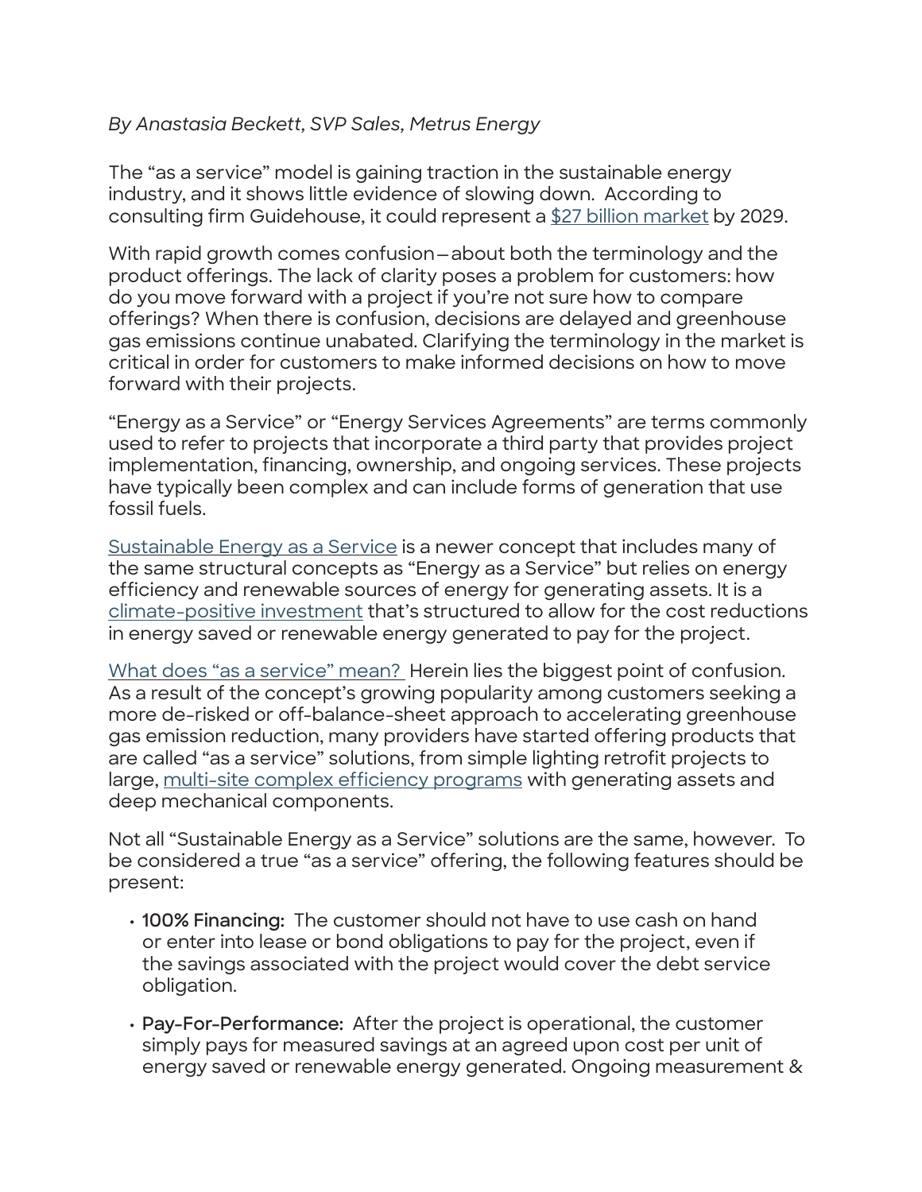*By Anastasia Beckett, SVP Sales, Metrus Energy*

The “as a service” model is gaining traction in the sustainable energy industry, and it shows little evidence of slowing down. According to consulting firm Guidehouse, it could represent a [$27 billion market](#) by 2029.

With rapid growth comes confusion—about both the terminology and the product offerings. The lack of clarity poses a problem for customers: how do you move forward with a project if you’re not sure how to compare offerings? When there is confusion, decisions are delayed and greenhouse gas emissions continue unabated. Clarifying the terminology in the market is critical in order for customers to make informed decisions on how to move forward with their projects.

“Energy as a Service” or “Energy Services Agreements” are terms commonly used to refer to projects that incorporate a third party that provides project implementation, financing, ownership, and ongoing services. These projects have typically been complex and can include forms of generation that use fossil fuels.

[Sustainable Energy as a Service](#) is a newer concept that includes many of the same structural concepts as “Energy as a Service” but relies on energy efficiency and renewable sources of energy for generating assets. It is a [climate-positive investment](#) that’s structured to allow for the cost reductions in energy saved or renewable energy generated to pay for the project.

[What does “as a service” mean?](#) Herein lies the biggest point of confusion. As a result of the concept’s growing popularity among customers seeking a more de-risked or off-balance-sheet approach to accelerating greenhouse gas emission reduction, many providers have started offering products that are called “as a service” solutions, from simple lighting retrofit projects to large, [multi-site complex efficiency programs](#) with generating assets and deep mechanical components.

Not all “Sustainable Energy as a Service” solutions are the same, however. To be considered a true “as a service” offering, the following features should be present:

- **100% Financing:** The customer should not have to use cash on hand or enter into lease or bond obligations to pay for the project, even if the savings associated with the project would cover the debt service obligation.
- **Pay-For-Performance:** After the project is operational, the customer simply pays for measured savings at an agreed upon cost per unit of energy saved or renewable energy generated. Ongoing measurement &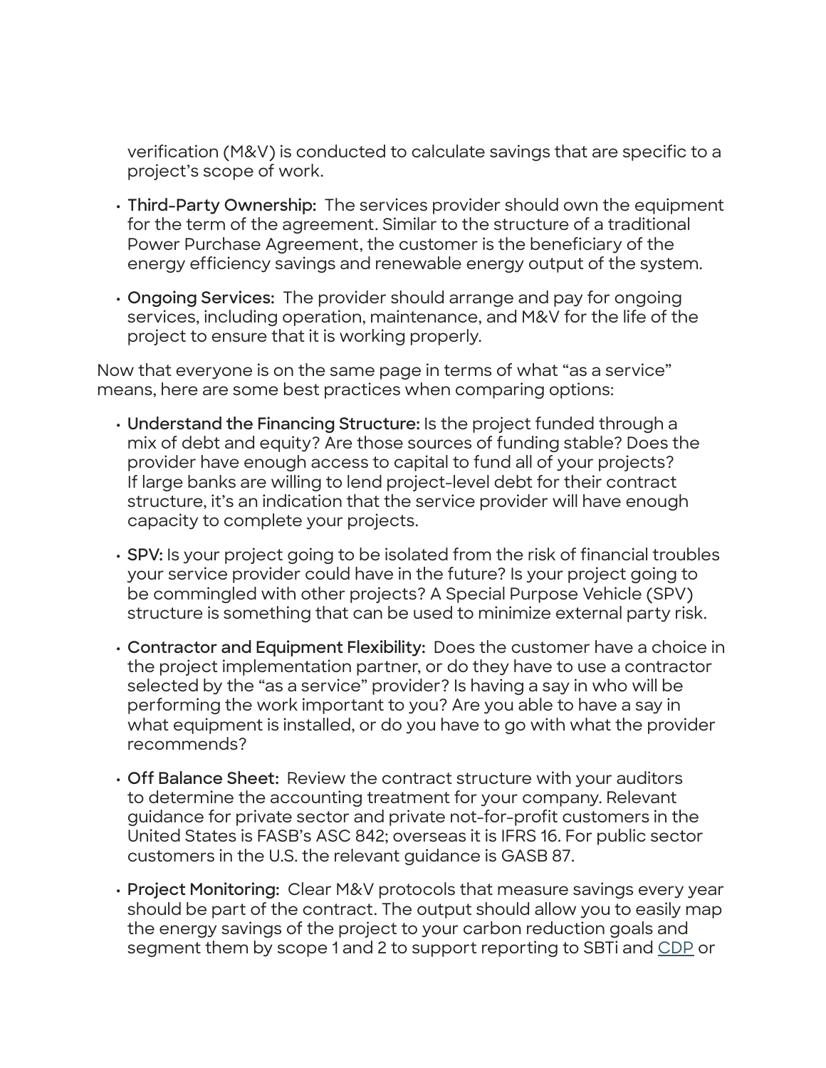verification (M&V) is conducted to calculate savings that are specific to a project's scope of work.

- **Third-Party Ownership:** The services provider should own the equipment for the term of the agreement. Similar to the structure of a traditional Power Purchase Agreement, the customer is the beneficiary of the energy efficiency savings and renewable energy output of the system.
- **Ongoing Services:** The provider should arrange and pay for ongoing services, including operation, maintenance, and M&V for the life of the project to ensure that it is working properly.

Now that everyone is on the same page in terms of what "as a service" means, here are some best practices when comparing options:

- **Understand the Financing Structure:** Is the project funded through a mix of debt and equity? Are those sources of funding stable? Does the provider have enough access to capital to fund all of your projects? If large banks are willing to lend project-level debt for their contract structure, it's an indication that the service provider will have enough capacity to complete your projects.
- **SPV:** Is your project going to be isolated from the risk of financial troubles your service provider could have in the future? Is your project going to be commingled with other projects? A Special Purpose Vehicle (SPV) structure is something that can be used to minimize external party risk.
- **Contractor and Equipment Flexibility:** Does the customer have a choice in the project implementation partner, or do they have to use a contractor selected by the "as a service" provider? Is having a say in who will be performing the work important to you? Are you able to have a say in what equipment is installed, or do you have to go with what the provider recommends?
- **Off Balance Sheet:** Review the contract structure with your auditors to determine the accounting treatment for your company. Relevant guidance for private sector and private not-for-profit customers in the United States is FASB's ASC 842; overseas it is IFRS 16. For public sector customers in the U.S. the relevant guidance is GASB 87.
- **Project Monitoring:** Clear M&V protocols that measure savings every year should be part of the contract. The output should allow you to easily map the energy savings of the project to your carbon reduction goals and segment them by scope 1 and 2 to support reporting to SBTi and CDP or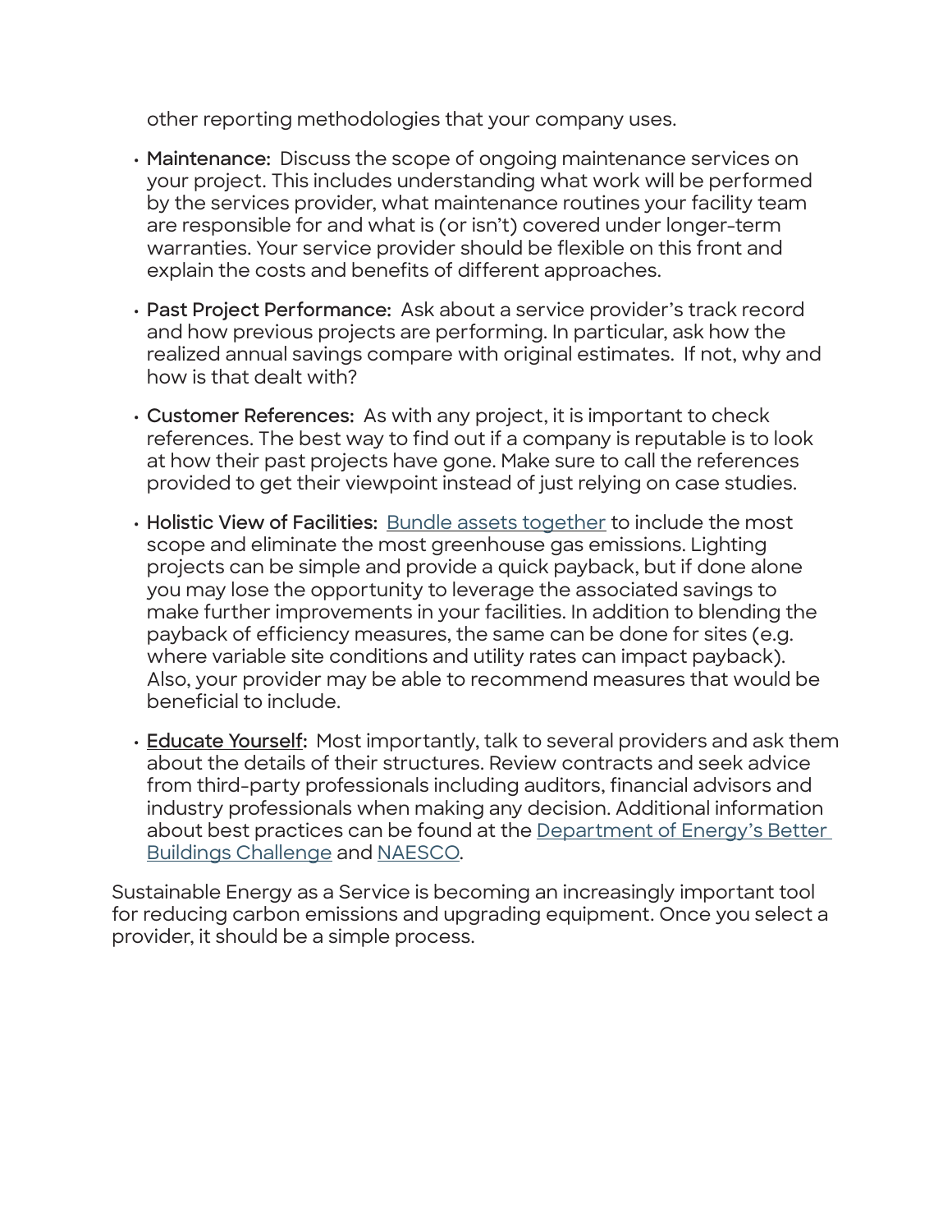other reporting methodologies that your company uses.

- **Maintenance:** Discuss the scope of ongoing maintenance services on your project. This includes understanding what work will be performed by the services provider, what maintenance routines your facility team are responsible for and what is (or isn't) covered under longer-term warranties. Your service provider should be flexible on this front and explain the costs and benefits of different approaches.

- **Past Project Performance:** Ask about a service provider's track record and how previous projects are performing. In particular, ask how the realized annual savings compare with original estimates. If not, why and how is that dealt with?

- **Customer References:** As with any project, it is important to check references. The best way to find out if a company is reputable is to look at how their past projects have gone. Make sure to call the references provided to get their viewpoint instead of just relying on case studies.

- **Holistic View of Facilities:** Bundle assets together to include the most scope and eliminate the most greenhouse gas emissions. Lighting projects can be simple and provide a quick payback, but if done alone you may lose the opportunity to leverage the associated savings to make further improvements in your facilities. In addition to blending the payback of efficiency measures, the same can be done for sites (e.g. where variable site conditions and utility rates can impact payback). Also, your provider may be able to recommend measures that would be beneficial to include.

- **Educate Yourself:** Most importantly, talk to several providers and ask them about the details of their structures. Review contracts and seek advice from third-party professionals including auditors, financial advisors and industry professionals when making any decision. Additional information about best practices can be found at the Department of Energy's Better Buildings Challenge and NAESCO.

Sustainable Energy as a Service is becoming an increasingly important tool for reducing carbon emissions and upgrading equipment. Once you select a provider, it should be a simple process.